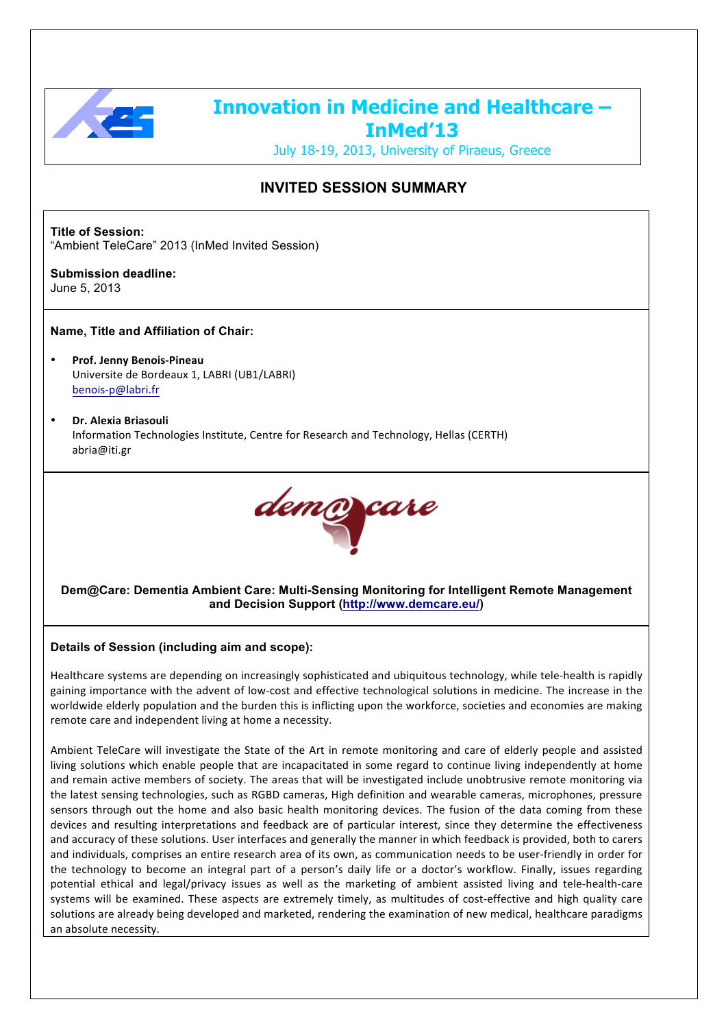# Innovation in Medicine and Healthcare – InMed'13

July 18-19, 2013, University of Piraeus, Greece

## INVITED SESSION SUMMARY

**Title of Session:**
"Ambient TeleCare" 2013 (InMed Invited Session)

**Submission deadline:**
June 5, 2013

**Name, Title and Affiliation of Chair:**

- **Prof. Jenny Benois-Pineau**
  Universite de Bordeaux 1, LABRI (UB1/LABRI)
  benois-p@labri.fr

- **Dr. Alexia Briasouli**
  Information Technologies Institute, Centre for Research and Technology, Hellas (CERTH)
  abria@iti.gr

**Dem@Care: Dementia Ambient Care: Multi-Sensing Monitoring for Intelligent Remote Management and Decision Support (http://www.demcare.eu/)**

**Details of Session (including aim and scope):**

Healthcare systems are depending on increasingly sophisticated and ubiquitous technology, while tele-health is rapidly gaining importance with the advent of low-cost and effective technological solutions in medicine. The increase in the worldwide elderly population and the burden this is inflicting upon the workforce, societies and economies are making remote care and independent living at home a necessity.

Ambient TeleCare will investigate the State of the Art in remote monitoring and care of elderly people and assisted living solutions which enable people that are incapacitated in some regard to continue living independently at home and remain active members of society. The areas that will be investigated include unobtrusive remote monitoring via the latest sensing technologies, such as RGBD cameras, High definition and wearable cameras, microphones, pressure sensors through out the home and also basic health monitoring devices. The fusion of the data coming from these devices and resulting interpretations and feedback are of particular interest, since they determine the effectiveness and accuracy of these solutions. User interfaces and generally the manner in which feedback is provided, both to carers and individuals, comprises an entire research area of its own, as communication needs to be user-friendly in order for the technology to become an integral part of a person's daily life or a doctor's workflow. Finally, issues regarding potential ethical and legal/privacy issues as well as the marketing of ambient assisted living and tele-health-care systems will be examined. These aspects are extremely timely, as multitudes of cost-effective and high quality care solutions are already being developed and marketed, rendering the examination of new medical, healthcare paradigms an absolute necessity.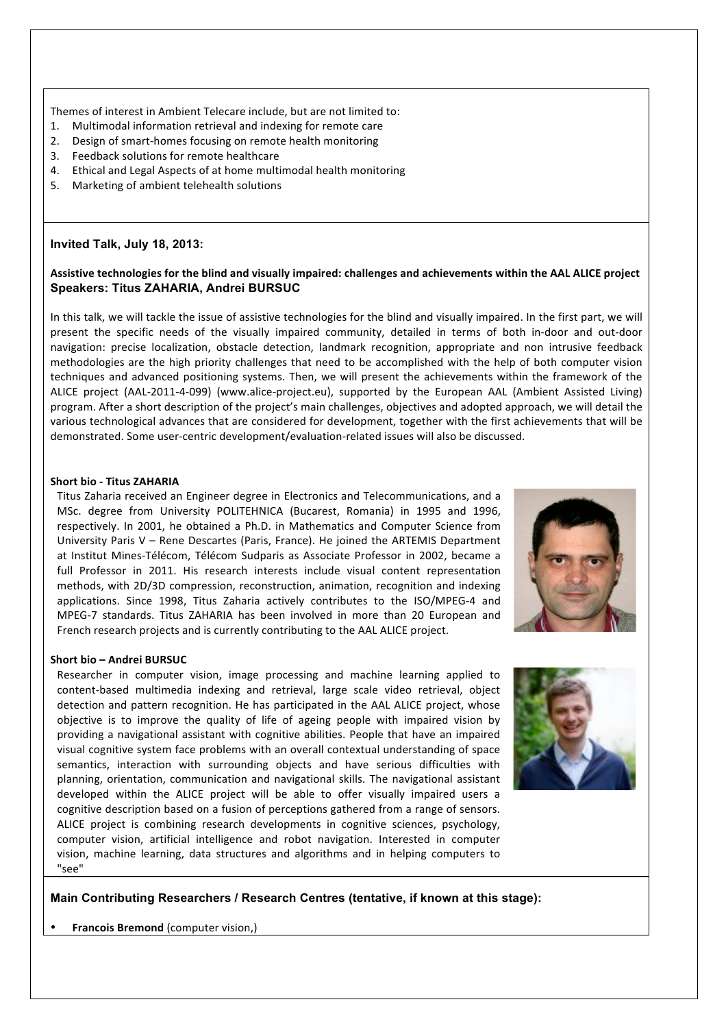Themes of interest in Ambient Telecare include, but are not limited to:

1. Multimodal information retrieval and indexing for remote care
2. Design of smart-homes focusing on remote health monitoring
3. Feedback solutions for remote healthcare
4. Ethical and Legal Aspects of at home multimodal health monitoring
5. Marketing of ambient telehealth solutions

### Invited Talk, July 18, 2013:

**Assistive technologies for the blind and visually impaired: challenges and achievements within the AAL ALICE project**
**Speakers: Titus ZAHARIA, Andrei BURSUC**

In this talk, we will tackle the issue of assistive technologies for the blind and visually impaired. In the first part, we will present the specific needs of the visually impaired community, detailed in terms of both in-door and out-door navigation: precise localization, obstacle detection, landmark recognition, appropriate and non intrusive feedback methodologies are the high priority challenges that need to be accomplished with the help of both computer vision techniques and advanced positioning systems. Then, we will present the achievements within the framework of the ALICE project (AAL-2011-4-099) (www.alice-project.eu), supported by the European AAL (Ambient Assisted Living) program. After a short description of the project's main challenges, objectives and adopted approach, we will detail the various technological advances that are considered for development, together with the first achievements that will be demonstrated. Some user-centric development/evaluation-related issues will also be discussed.

**Short bio - Titus ZAHARIA**

Titus Zaharia received an Engineer degree in Electronics and Telecommunications, and a MSc. degree from University POLITEHNICA (Bucarest, Romania) in 1995 and 1996, respectively. In 2001, he obtained a Ph.D. in Mathematics and Computer Science from University Paris V – Rene Descartes (Paris, France). He joined the ARTEMIS Department at Institut Mines-Télécom, Télécom Sudparis as Associate Professor in 2002, became a full Professor in 2011. His research interests include visual content representation methods, with 2D/3D compression, reconstruction, animation, recognition and indexing applications. Since 1998, Titus Zaharia actively contributes to the ISO/MPEG-4 and MPEG-7 standards. Titus ZAHARIA has been involved in more than 20 European and French research projects and is currently contributing to the AAL ALICE project.

**Short bio – Andrei BURSUC**

Researcher in computer vision, image processing and machine learning applied to content-based multimedia indexing and retrieval, large scale video retrieval, object detection and pattern recognition. He has participated in the AAL ALICE project, whose objective is to improve the quality of life of ageing people with impaired vision by providing a navigational assistant with cognitive abilities. People that have an impaired visual cognitive system face problems with an overall contextual understanding of space semantics, interaction with surrounding objects and have serious difficulties with planning, orientation, communication and navigational skills. The navigational assistant developed within the ALICE project will be able to offer visually impaired users a cognitive description based on a fusion of perceptions gathered from a range of sensors. ALICE project is combining research developments in cognitive sciences, psychology, computer vision, artificial intelligence and robot navigation. Interested in computer vision, machine learning, data structures and algorithms and in helping computers to "see"

### Main Contributing Researchers / Research Centres (tentative, if known at this stage):

- **Francois Bremond** (computer vision,)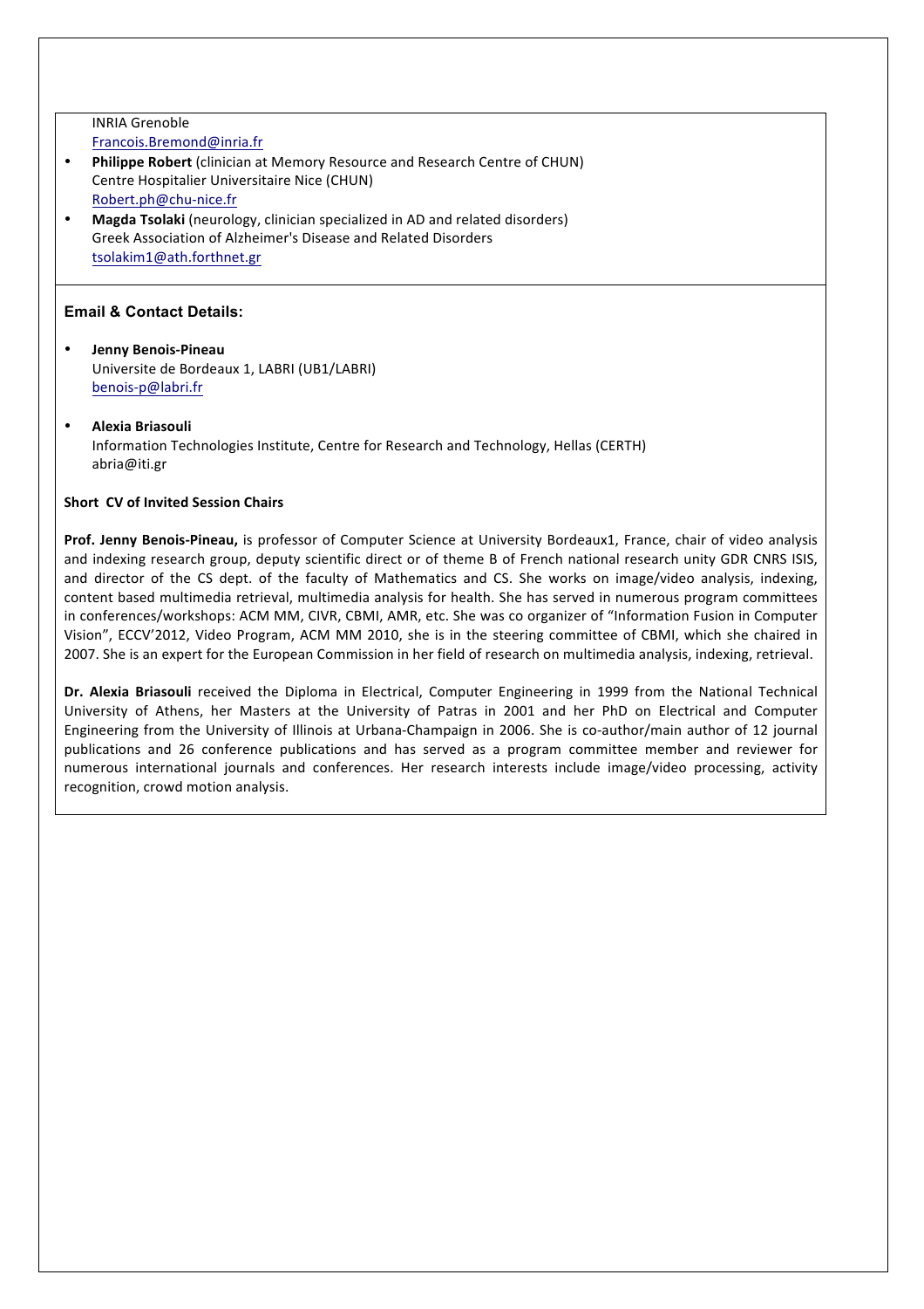INRIA Grenoble
Francois.Bremond@inria.fr

- **Philippe Robert** (clinician at Memory Resource and Research Centre of CHUN)
  Centre Hospitalier Universitaire Nice (CHUN)
  Robert.ph@chu-nice.fr
- **Magda Tsolaki** (neurology, clinician specialized in AD and related disorders)
  Greek Association of Alzheimer's Disease and Related Disorders
  tsolakim1@ath.forthnet.gr

### Email & Contact Details:

- **Jenny Benois-Pineau**
  Universite de Bordeaux 1, LABRI (UB1/LABRI)
  benois-p@labri.fr

- **Alexia Briasouli**
  Information Technologies Institute, Centre for Research and Technology, Hellas (CERTH)
  abria@iti.gr

**Short CV of Invited Session Chairs**

**Prof. Jenny Benois-Pineau,** is professor of Computer Science at University Bordeaux1, France, chair of video analysis and indexing research group, deputy scientific direct or of theme B of French national research unity GDR CNRS ISIS, and director of the CS dept. of the faculty of Mathematics and CS. She works on image/video analysis, indexing, content based multimedia retrieval, multimedia analysis for health. She has served in numerous program committees in conferences/workshops: ACM MM, CIVR, CBMI, AMR, etc. She was co organizer of "Information Fusion in Computer Vision", ECCV'2012, Video Program, ACM MM 2010, she is in the steering committee of CBMI, which she chaired in 2007. She is an expert for the European Commission in her field of research on multimedia analysis, indexing, retrieval.

**Dr. Alexia Briasouli** received the Diploma in Electrical, Computer Engineering in 1999 from the National Technical University of Athens, her Masters at the University of Patras in 2001 and her PhD on Electrical and Computer Engineering from the University of Illinois at Urbana-Champaign in 2006. She is co-author/main author of 12 journal publications and 26 conference publications and has served as a program committee member and reviewer for numerous international journals and conferences. Her research interests include image/video processing, activity recognition, crowd motion analysis.